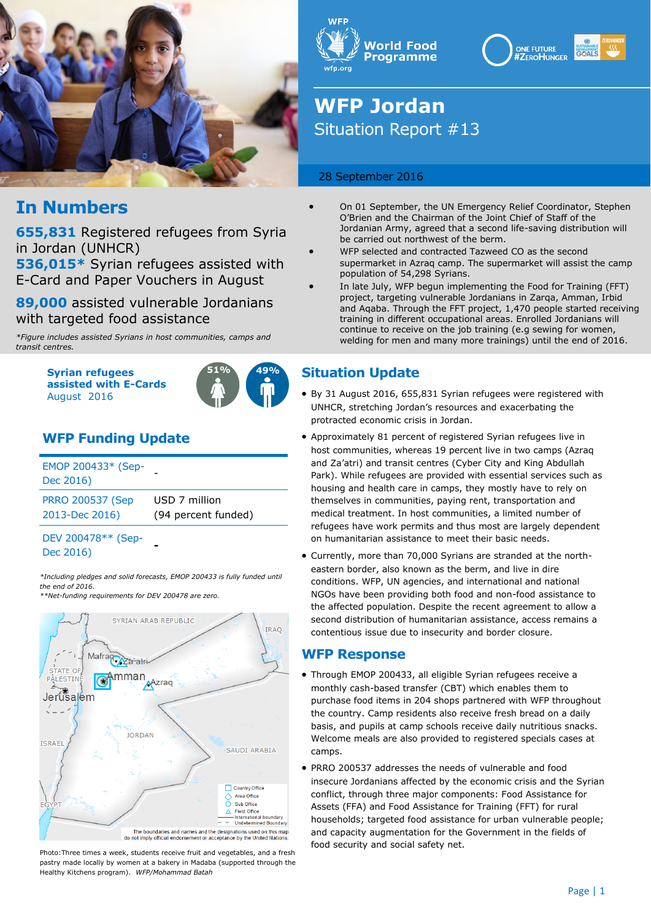# WFP Jordan

Situation Report #13

28 September 2016

## In Numbers

**655,831** Registered refugees from Syria in Jordan (UNHCR)

**536,015*** Syrian refugees assisted with E-Card and Paper Vouchers in August

**89,000** assisted vulnerable Jordanians with targeted food assistance

*Figure includes assisted Syrians in host communities, camps and transit centres.

**Syrian refugees assisted with E-Cards**
August 2016

51% 49%

## WFP Funding Update

| | |
|---|---|
| EMOP 200433* (Sep-Dec 2016) | - |
| PRRO 200537 (Sep 2013-Dec 2016) | USD 7 million (94 percent funded) |
| DEV 200478** (Sep-Dec 2016) | - |

*Including pledges and solid forecasts, EMOP 200433 is fully funded until the end of 2016.
**Net-funding requirements for DEV 200478 are zero.

Photo: Three times a week, students receive fruit and vegetables, and a fresh pastry made locally by women at a bakery in Madaba (supported through the Healthy Kitchens program). *WFP/Mohammad Batah*

- On 01 September, the UN Emergency Relief Coordinator, Stephen O'Brien and the Chairman of the Joint Chief of Staff of the Jordanian Army, agreed that a second life-saving distribution will be carried out northwest of the berm.
- WFP selected and contracted Tazweed CO as the second supermarket in Azraq camp. The supermarket will assist the camp population of 54,298 Syrians.
- In late July, WFP begun implementing the Food for Training (FFT) project, targeting vulnerable Jordanians in Zarqa, Amman, Irbid and Aqaba. Through the FFT project, 1,470 people started receiving training in different occupational areas. Enrolled Jordanians will continue to receive on the job training (e.g sewing for women, welding for men and many more trainings) until the end of 2016.

## Situation Update

- By 31 August 2016, 655,831 Syrian refugees were registered with UNHCR, stretching Jordan's resources and exacerbating the protracted economic crisis in Jordan.
- Approximately 81 percent of registered Syrian refugees live in host communities, whereas 19 percent live in two camps (Azraq and Za'atri) and transit centres (Cyber City and King Abdullah Park). While refugees are provided with essential services such as housing and health care in camps, they mostly have to rely on themselves in communities, paying rent, transportation and medical treatment. In host communities, a limited number of refugees have work permits and thus most are largely dependent on humanitarian assistance to meet their basic needs.
- Currently, more than 70,000 Syrians are stranded at the north-eastern border, also known as the berm, and live in dire conditions. WFP, UN agencies, and international and national NGOs have been providing both food and non-food assistance to the affected population. Despite the recent agreement to allow a second distribution of humanitarian assistance, access remains a contentious issue due to insecurity and border closure.

## WFP Response

- Through EMOP 200433, all eligible Syrian refugees receive a monthly cash-based transfer (CBT) which enables them to purchase food items in 204 shops partnered with WFP throughout the country. Camp residents also receive fresh bread on a daily basis, and pupils at camp schools receive daily nutritious snacks. Welcome meals are also provided to registered specials cases at camps.
- PRRO 200537 addresses the needs of vulnerable and food insecure Jordanians affected by the economic crisis and the Syrian conflict, through three major components: Food Assistance for Assets (FFA) and Food Assistance for Training (FFT) for rural households; targeted food assistance for urban vulnerable people; and capacity augmentation for the Government in the fields of food security and social safety net.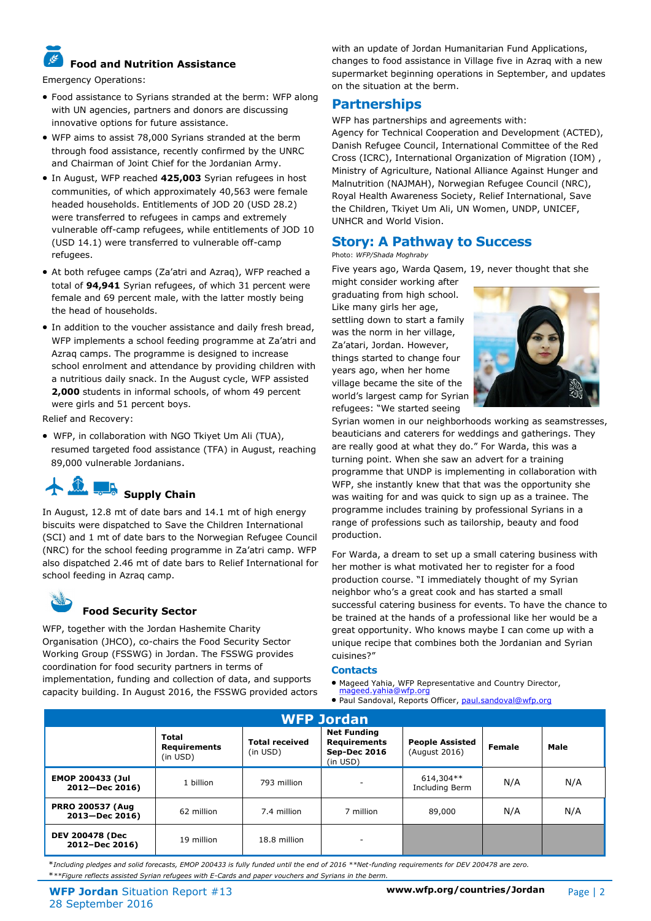## Food and Nutrition Assistance

Emergency Operations:

- Food assistance to Syrians stranded at the berm: WFP along with UN agencies, partners and donors are discussing innovative options for future assistance.
- WFP aims to assist 78,000 Syrians stranded at the berm through food assistance, recently confirmed by the UNRC and Chairman of Joint Chief for the Jordanian Army.
- In August, WFP reached **425,003** Syrian refugees in host communities, of which approximately 40,563 were female headed households. Entitlements of JOD 20 (USD 28.2) were transferred to refugees in camps and extremely vulnerable off-camp refugees, while entitlements of JOD 10 (USD 14.1) were transferred to vulnerable off-camp refugees.
- At both refugee camps (Za'atri and Azraq), WFP reached a total of **94,941** Syrian refugees, of which 31 percent were female and 69 percent male, with the latter mostly being the head of households.
- In addition to the voucher assistance and daily fresh bread, WFP implements a school feeding programme at Za'atri and Azraq camps. The programme is designed to increase school enrolment and attendance by providing children with a nutritious daily snack. In the August cycle, WFP assisted **2,000** students in informal schools, of whom 49 percent were girls and 51 percent boys.

Relief and Recovery:

- WFP, in collaboration with NGO Tkiyet Um Ali (TUA), resumed targeted food assistance (TFA) in August, reaching 89,000 vulnerable Jordanians.

## Supply Chain

In August, 12.8 mt of date bars and 14.1 mt of high energy biscuits were dispatched to Save the Children International (SCI) and 1 mt of date bars to the Norwegian Refugee Council (NRC) for the school feeding programme in Za'atri camp. WFP also dispatched 2.46 mt of date bars to Relief International for school feeding in Azraq camp.

## Food Security Sector

WFP, together with the Jordan Hashemite Charity Organisation (JHCO), co-chairs the Food Security Sector Working Group (FSSWG) in Jordan. The FSSWG provides coordination for food security partners in terms of implementation, funding and collection of data, and supports capacity building. In August 2016, the FSSWG provided actors with an update of Jordan Humanitarian Fund Applications, changes to food assistance in Village five in Azraq with a new supermarket beginning operations in September, and updates on the situation at the berm.

## Partnerships

WFP has partnerships and agreements with:
Agency for Technical Cooperation and Development (ACTED), Danish Refugee Council, International Committee of the Red Cross (ICRC), International Organization of Migration (IOM) , Ministry of Agriculture, National Alliance Against Hunger and Malnutrition (NAJMAH), Norwegian Refugee Council (NRC), Royal Health Awareness Society, Relief International, Save the Children, Tkiyet Um Ali, UN Women, UNDP, UNICEF, UNHCR and World Vision.

## Story: A Pathway to Success

Photo: *WFP/Shada Moghraby*

Five years ago, Warda Qasem, 19, never thought that she might consider working after graduating from high school. Like many girls her age, settling down to start a family was the norm in her village, Za'atari, Jordan. However, things started to change four years ago, when her home village became the site of the world's largest camp for Syrian refugees: "We started seeing Syrian women in our neighborhoods working as seamstresses, beauticians and caterers for weddings and gatherings. They are really good at what they do." For Warda, this was a turning point. When she saw an advert for a training programme that UNDP is implementing in collaboration with WFP, she instantly knew that that was the opportunity she was waiting for and was quick to sign up as a trainee. The programme includes training by professional Syrians in a range of professions such as tailoring, beauty and food production.

For Warda, a dream to set up a small catering business with her mother is what motivated her to register for a food production course. "I immediately thought of my Syrian neighbor who's a great cook and has started a small successful catering business for events. To have the chance to be trained at the hands of a professional like her would be a great opportunity. Who knows maybe I can come up with a unique recipe that combines both the Jordanian and Syrian cuisines?"

### Contacts

- Mageed Yahia, WFP Representative and Country Director, mageed.yahia@wfp.org
- Paul Sandoval, Reports Officer, paul.sandoval@wfp.org

## WFP Jordan

| | Total Requirements (in USD) | Total received (in USD) | Net Funding Requirements Sep-Dec 2016 (in USD) | People Assisted (August 2016) | Female | Male |
|---|---|---|---|---|---|---|
| **EMOP 200433 (Jul 2012—Dec 2016)** | 1 billion | 793 million | - | 614,304** Including Berm | N/A | N/A |
| **PRRO 200537 (Aug 2013—Dec 2016)** | 62 million | 7.4 million | 7 million | 89,000 | N/A | N/A |
| **DEV 200478 (Dec 2012–Dec 2016)** | 19 million | 18.8 million | - | | | |

*Including pledges and solid forecasts, EMOP 200433 is fully funded until the end of 2016 **Net-funding requirements for DEV 200478 are zero.*
***Figure reflects assisted Syrian refugees with E-Cards and paper vouchers and Syrians in the berm.*

**WFP Jordan** Situation Report #13
28 September 2016

**www.wfp.org/countries/Jordan**